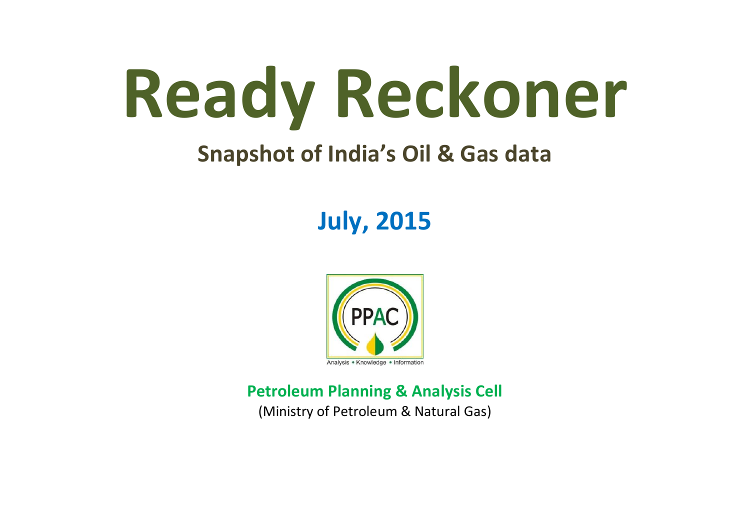# Ready Reckoner

## Snapshot of India's Oil & Gas data

### July, 2015

PPAC

Analysis • Knowledge • Information

**Petroleum Planning & Analysis Cell**

(Ministry of Petroleum & Natural Gas)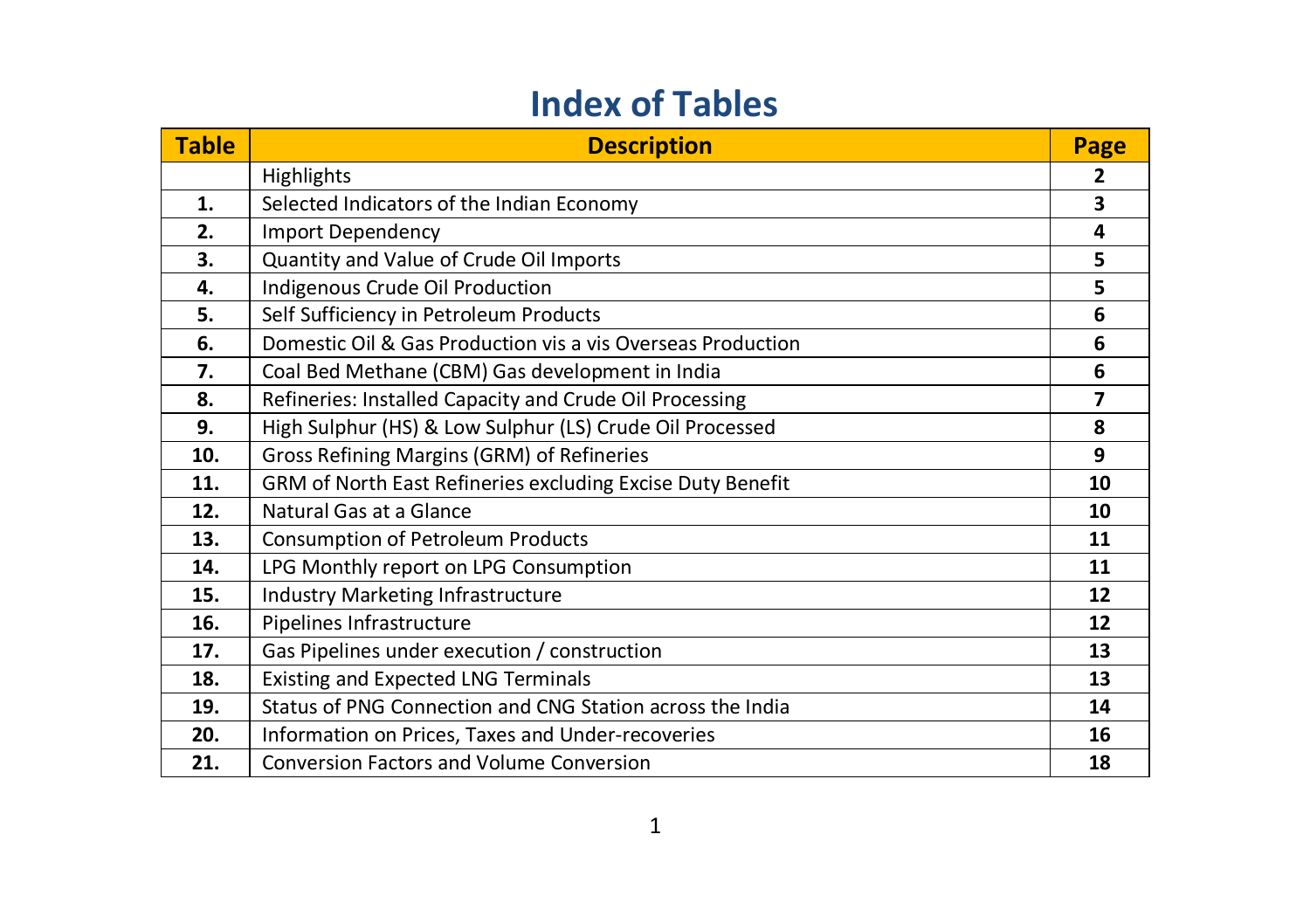# Index of Tables

| Table | Description | Page |
|---|---|---|
| | Highlights | 2 |
| 1. | Selected Indicators of the Indian Economy | 3 |
| 2. | Import Dependency | 4 |
| 3. | Quantity and Value of Crude Oil Imports | 5 |
| 4. | Indigenous Crude Oil Production | 5 |
| 5. | Self Sufficiency in Petroleum Products | 6 |
| 6. | Domestic Oil & Gas Production vis a vis Overseas Production | 6 |
| 7. | Coal Bed Methane (CBM) Gas development in India | 6 |
| 8. | Refineries: Installed Capacity and Crude Oil Processing | 7 |
| 9. | High Sulphur (HS) & Low Sulphur (LS) Crude Oil Processed | 8 |
| 10. | Gross Refining Margins (GRM) of Refineries | 9 |
| 11. | GRM of North East Refineries excluding Excise Duty Benefit | 10 |
| 12. | Natural Gas at a Glance | 10 |
| 13. | Consumption of Petroleum Products | 11 |
| 14. | LPG Monthly report on LPG Consumption | 11 |
| 15. | Industry Marketing Infrastructure | 12 |
| 16. | Pipelines Infrastructure | 12 |
| 17. | Gas Pipelines under execution / construction | 13 |
| 18. | Existing and Expected LNG Terminals | 13 |
| 19. | Status of PNG Connection and CNG Station across the India | 14 |
| 20. | Information on Prices, Taxes and Under-recoveries | 16 |
| 21. | Conversion Factors and Volume Conversion | 18 |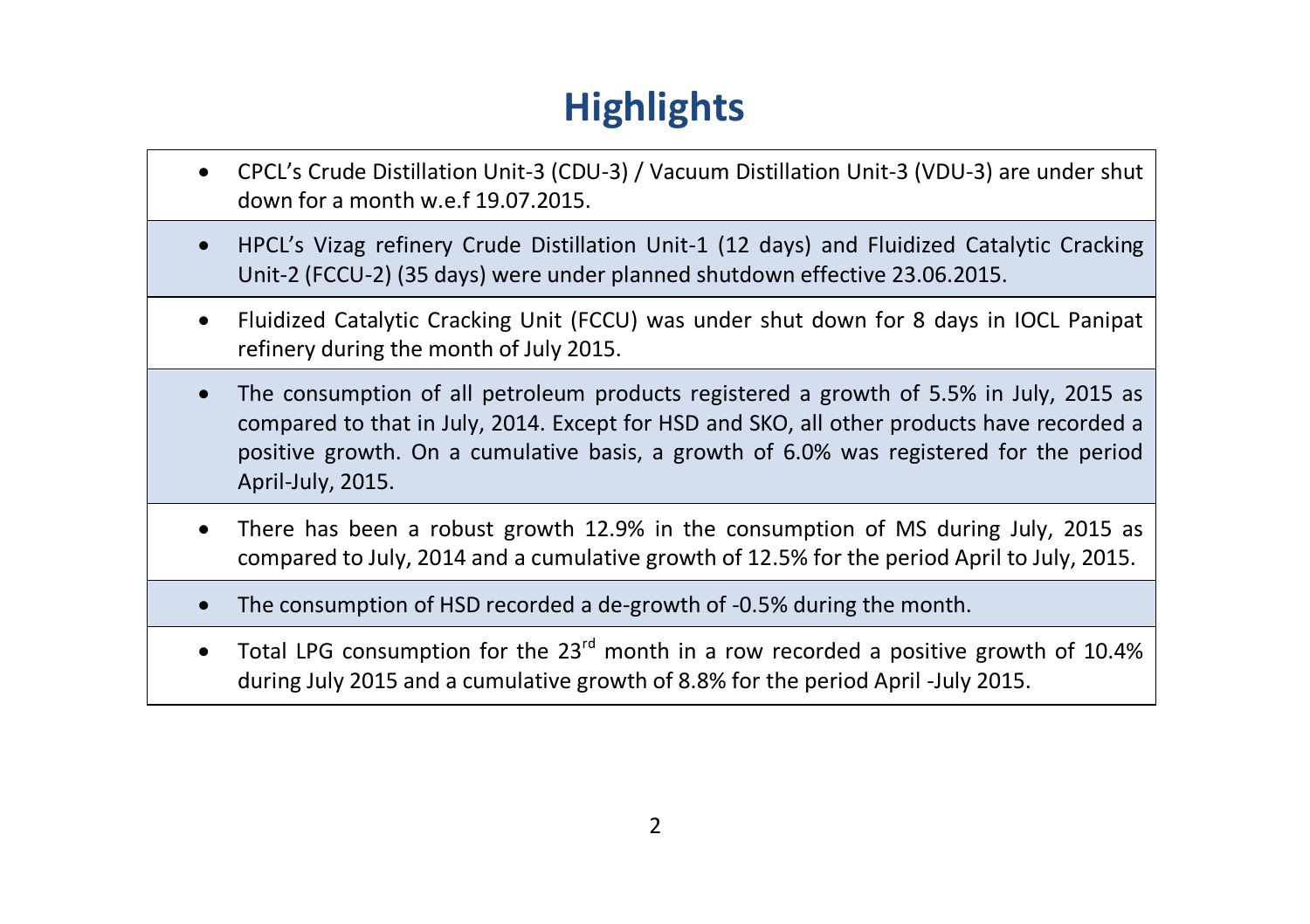# Highlights

- CPCL's Crude Distillation Unit-3 (CDU-3) / Vacuum Distillation Unit-3 (VDU-3) are under shut down for a month w.e.f 19.07.2015.
- HPCL's Vizag refinery Crude Distillation Unit-1 (12 days) and Fluidized Catalytic Cracking Unit-2 (FCCU-2) (35 days) were under planned shutdown effective 23.06.2015.
- Fluidized Catalytic Cracking Unit (FCCU) was under shut down for 8 days in IOCL Panipat refinery during the month of July 2015.
- The consumption of all petroleum products registered a growth of 5.5% in July, 2015 as compared to that in July, 2014. Except for HSD and SKO, all other products have recorded a positive growth. On a cumulative basis, a growth of 6.0% was registered for the period April-July, 2015.
- There has been a robust growth 12.9% in the consumption of MS during July, 2015 as compared to July, 2014 and a cumulative growth of 12.5% for the period April to July, 2015.
- The consumption of HSD recorded a de-growth of -0.5% during the month.
- Total LPG consumption for the 23rd month in a row recorded a positive growth of 10.4% during July 2015 and a cumulative growth of 8.8% for the period April -July 2015.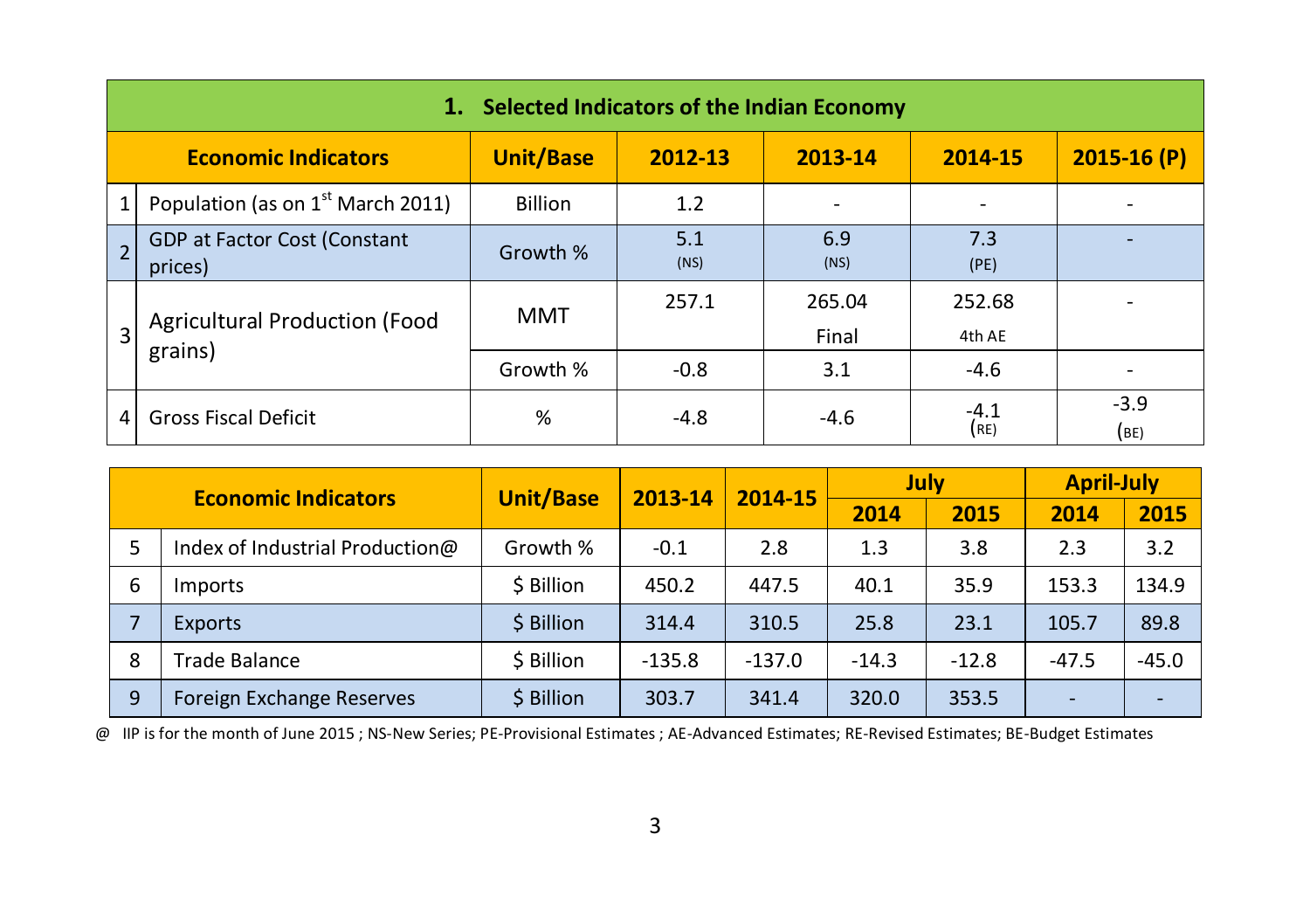## 1. Selected Indicators of the Indian Economy

| | Economic Indicators | Unit/Base | 2012-13 | 2013-14 | 2014-15 | 2015-16 (P) |
|---|---|---|---|---|---|---|
| 1 | Population (as on 1st March 2011) | Billion | 1.2 | - | - | - |
| 2 | GDP at Factor Cost (Constant prices) | Growth % | 5.1 (NS) | 6.9 (NS) | 7.3 (PE) | - |
| 3 | Agricultural Production (Food grains) | MMT | 257.1 | 265.04 Final | 252.68 4th AE | - |
| | | Growth % | -0.8 | 3.1 | -4.6 | - |
| 4 | Gross Fiscal Deficit | % | -4.8 | -4.6 | -4.1 (RE) | -3.9 (BE) |

| | Economic Indicators | Unit/Base | 2013-14 | 2014-15 | July | | April-July | |
|---|---|---|---|---|---|---|---|---|
| | | | | | 2014 | 2015 | 2014 | 2015 |
| 5 | Index of Industrial Production@ | Growth % | -0.1 | 2.8 | 1.3 | 3.8 | 2.3 | 3.2 |
| 6 | Imports | $ Billion | 450.2 | 447.5 | 40.1 | 35.9 | 153.3 | 134.9 |
| 7 | Exports | $ Billion | 314.4 | 310.5 | 25.8 | 23.1 | 105.7 | 89.8 |
| 8 | Trade Balance | $ Billion | -135.8 | -137.0 | -14.3 | -12.8 | -47.5 | -45.0 |
| 9 | Foreign Exchange Reserves | $ Billion | 303.7 | 341.4 | 320.0 | 353.5 | - | - |

@ IIP is for the month of June 2015 ; NS-New Series; PE-Provisional Estimates ; AE-Advanced Estimates; RE-Revised Estimates; BE-Budget Estimates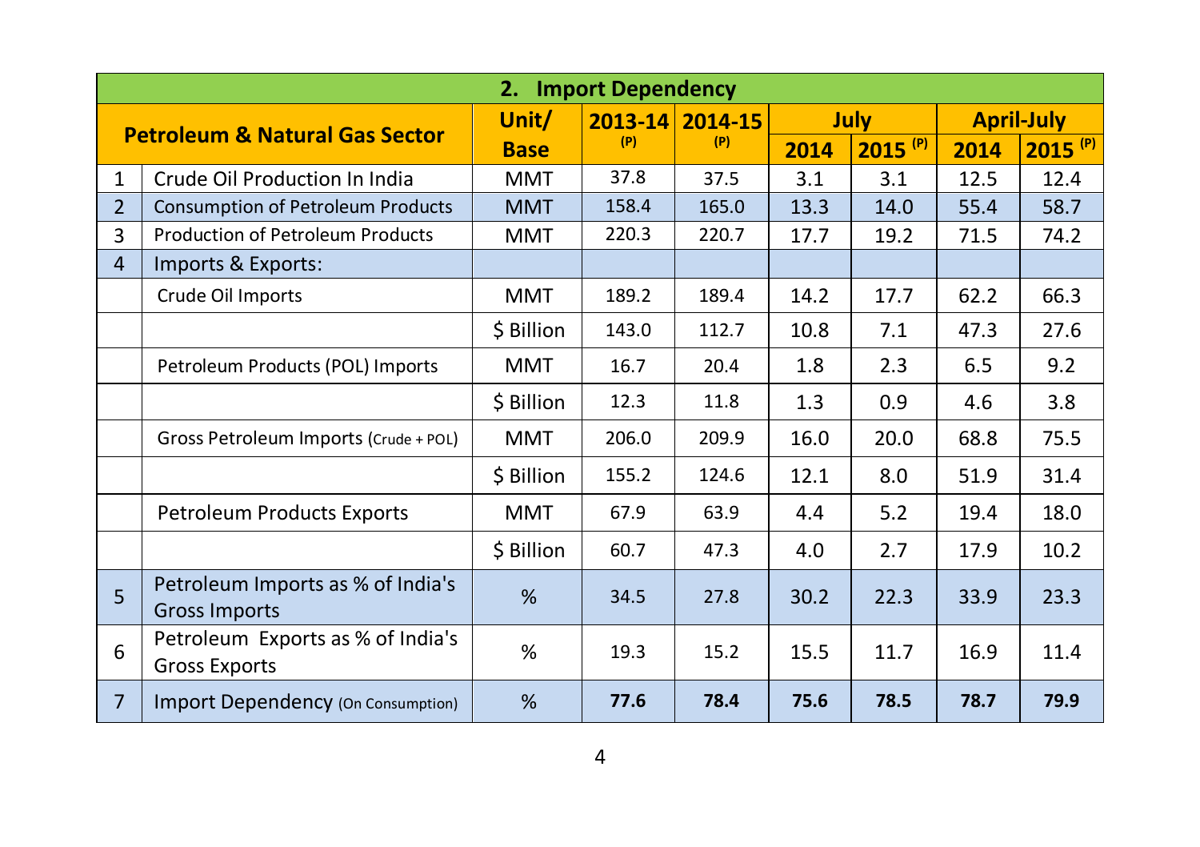## 2. Import Dependency

| | Petroleum & Natural Gas Sector | Unit/ Base | 2013-14 (P) | 2014-15 (P) | July | | April-July | |
|---|---|---|---|---|---|---|---|---|
| | | | | | 2014 | 2015 (P) | 2014 | 2015 (P) |
| 1 | Crude Oil Production In India | MMT | 37.8 | 37.5 | 3.1 | 3.1 | 12.5 | 12.4 |
| 2 | Consumption of Petroleum Products | MMT | 158.4 | 165.0 | 13.3 | 14.0 | 55.4 | 58.7 |
| 3 | Production of Petroleum Products | MMT | 220.3 | 220.7 | 17.7 | 19.2 | 71.5 | 74.2 |
| 4 | Imports & Exports: | | | | | | | |
| | Crude Oil Imports | MMT | 189.2 | 189.4 | 14.2 | 17.7 | 62.2 | 66.3 |
| | | $ Billion | 143.0 | 112.7 | 10.8 | 7.1 | 47.3 | 27.6 |
| | Petroleum Products (POL) Imports | MMT | 16.7 | 20.4 | 1.8 | 2.3 | 6.5 | 9.2 |
| | | $ Billion | 12.3 | 11.8 | 1.3 | 0.9 | 4.6 | 3.8 |
| | Gross Petroleum Imports (Crude + POL) | MMT | 206.0 | 209.9 | 16.0 | 20.0 | 68.8 | 75.5 |
| | | $ Billion | 155.2 | 124.6 | 12.1 | 8.0 | 51.9 | 31.4 |
| | Petroleum Products Exports | MMT | 67.9 | 63.9 | 4.4 | 5.2 | 19.4 | 18.0 |
| | | $ Billion | 60.7 | 47.3 | 4.0 | 2.7 | 17.9 | 10.2 |
| 5 | Petroleum Imports as % of India's Gross Imports | % | 34.5 | 27.8 | 30.2 | 22.3 | 33.9 | 23.3 |
| 6 | Petroleum Exports as % of India's Gross Exports | % | 19.3 | 15.2 | 15.5 | 11.7 | 16.9 | 11.4 |
| 7 | Import Dependency (On Consumption) | % | **77.6** | **78.4** | **75.6** | **78.5** | **78.7** | **79.9** |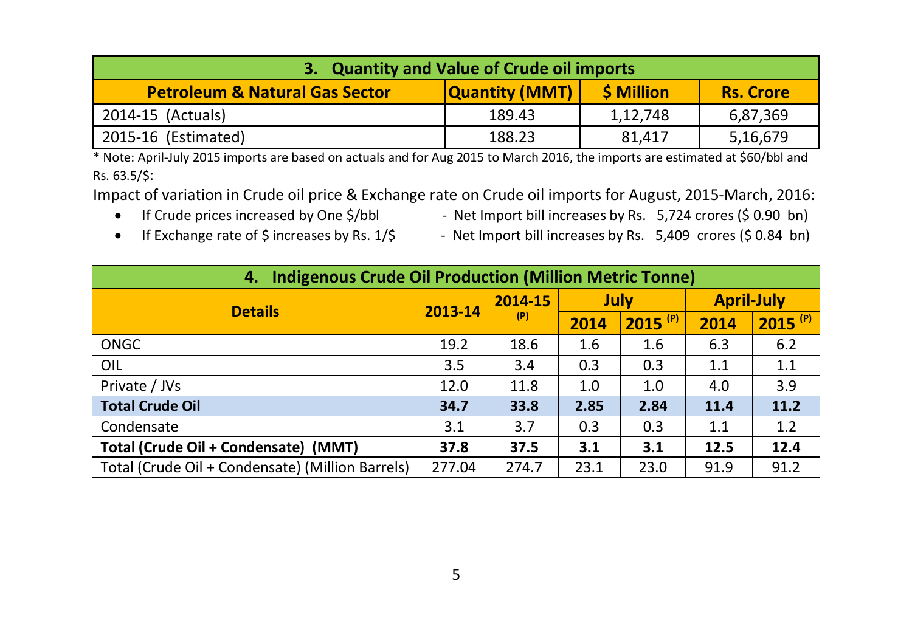| 3. Quantity and Value of Crude oil imports | | | |
|---|---|---|---|
| **Petroleum & Natural Gas Sector** | **Quantity (MMT)** | **$ Million** | **Rs. Crore** |
| 2014-15 (Actuals) | 189.43 | 1,12,748 | 6,87,369 |
| 2015-16 (Estimated) | 188.23 | 81,417 | 5,16,679 |

* Note: April-July 2015 imports are based on actuals and for Aug 2015 to March 2016, the imports are estimated at $60/bbl and Rs. 63.5/$:

Impact of variation in Crude oil price & Exchange rate on Crude oil imports for August, 2015-March, 2016:

- If Crude prices increased by One $/bbl - Net Import bill increases by Rs. 5,724 crores ($ 0.90 bn)
- If Exchange rate of $ increases by Rs. 1/$ - Net Import bill increases by Rs. 5,409 crores ($ 0.84 bn)

| 4. Indigenous Crude Oil Production (Million Metric Tonne) | | | | | | |
|---|---|---|---|---|---|---|
| **Details** | **2013-14** | **2014-15 (P)** | **July** | | **April-July** | |
| | | | **2014** | **2015 (P)** | **2014** | **2015 (P)** |
| ONGC | 19.2 | 18.6 | 1.6 | 1.6 | 6.3 | 6.2 |
| OIL | 3.5 | 3.4 | 0.3 | 0.3 | 1.1 | 1.1 |
| Private / JVs | 12.0 | 11.8 | 1.0 | 1.0 | 4.0 | 3.9 |
| **Total Crude Oil** | **34.7** | **33.8** | **2.85** | **2.84** | **11.4** | **11.2** |
| Condensate | 3.1 | 3.7 | 0.3 | 0.3 | 1.1 | 1.2 |
| **Total (Crude Oil + Condensate) (MMT)** | **37.8** | **37.5** | **3.1** | **3.1** | **12.5** | **12.4** |
| Total (Crude Oil + Condensate) (Million Barrels) | 277.04 | 274.7 | 23.1 | 23.0 | 91.9 | 91.2 |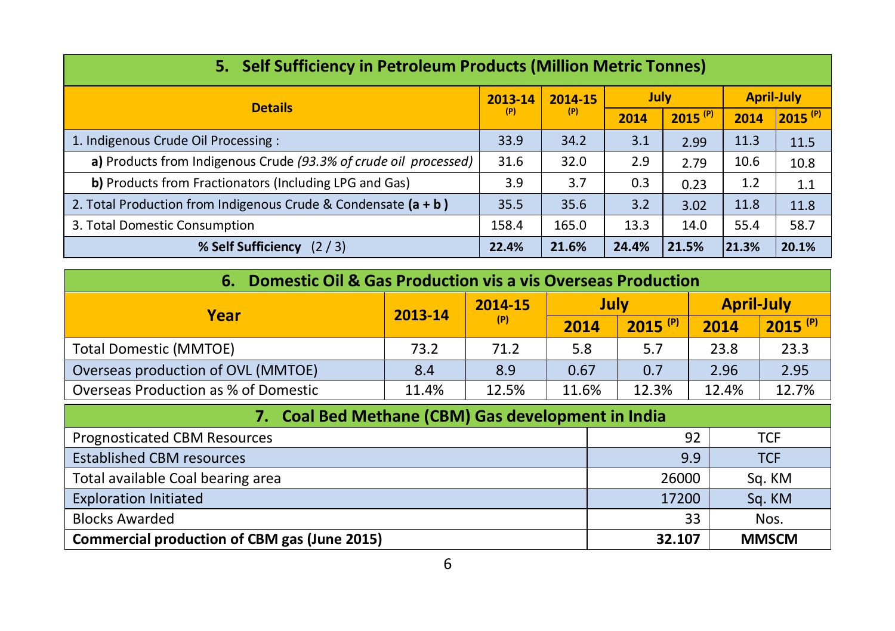## 5. Self Sufficiency in Petroleum Products (Million Metric Tonnes)

| Details | 2013-14 (P) | 2014-15 (P) | July | | April-July | |
|---|---|---|---|---|---|---|
| | | | 2014 | 2015 (P) | 2014 | 2015 (P) |
| 1. Indigenous Crude Oil Processing : | 33.9 | 34.2 | 3.1 | 2.99 | 11.3 | 11.5 |
| **a)** Products from Indigenous Crude *(93.3% of crude oil processed)* | 31.6 | 32.0 | 2.9 | 2.79 | 10.6 | 10.8 |
| **b)** Products from Fractionators (Including LPG and Gas) | 3.9 | 3.7 | 0.3 | 0.23 | 1.2 | 1.1 |
| 2. Total Production from Indigenous Crude & Condensate **(a + b )** | 35.5 | 35.6 | 3.2 | 3.02 | 11.8 | 11.8 |
| 3. Total Domestic Consumption | 158.4 | 165.0 | 13.3 | 14.0 | 55.4 | 58.7 |
| **% Self Sufficiency** (2 / 3) | **22.4%** | **21.6%** | **24.4%** | **21.5%** | **21.3%** | **20.1%** |

## 6. Domestic Oil & Gas Production vis a vis Overseas Production

| Year | 2013-14 | 2014-15 (P) | July | | April-July | |
|---|---|---|---|---|---|---|
| | | | 2014 | 2015 (P) | 2014 | 2015 (P) |
| Total Domestic (MMTOE) | 73.2 | 71.2 | 5.8 | 5.7 | 23.8 | 23.3 |
| Overseas production of OVL (MMTOE) | 8.4 | 8.9 | 0.67 | 0.7 | 2.96 | 2.95 |
| Overseas Production as % of Domestic | 11.4% | 12.5% | 11.6% | 12.3% | 12.4% | 12.7% |

## 7. Coal Bed Methane (CBM) Gas development in India

| | | |
|---|---|---|
| Prognosticated CBM Resources | 92 | TCF |
| Established CBM resources | 9.9 | TCF |
| Total available Coal bearing area | 26000 | Sq. KM |
| Exploration Initiated | 17200 | Sq. KM |
| Blocks Awarded | 33 | Nos. |
| **Commercial production of CBM gas (June 2015)** | **32.107** | **MMSCM** |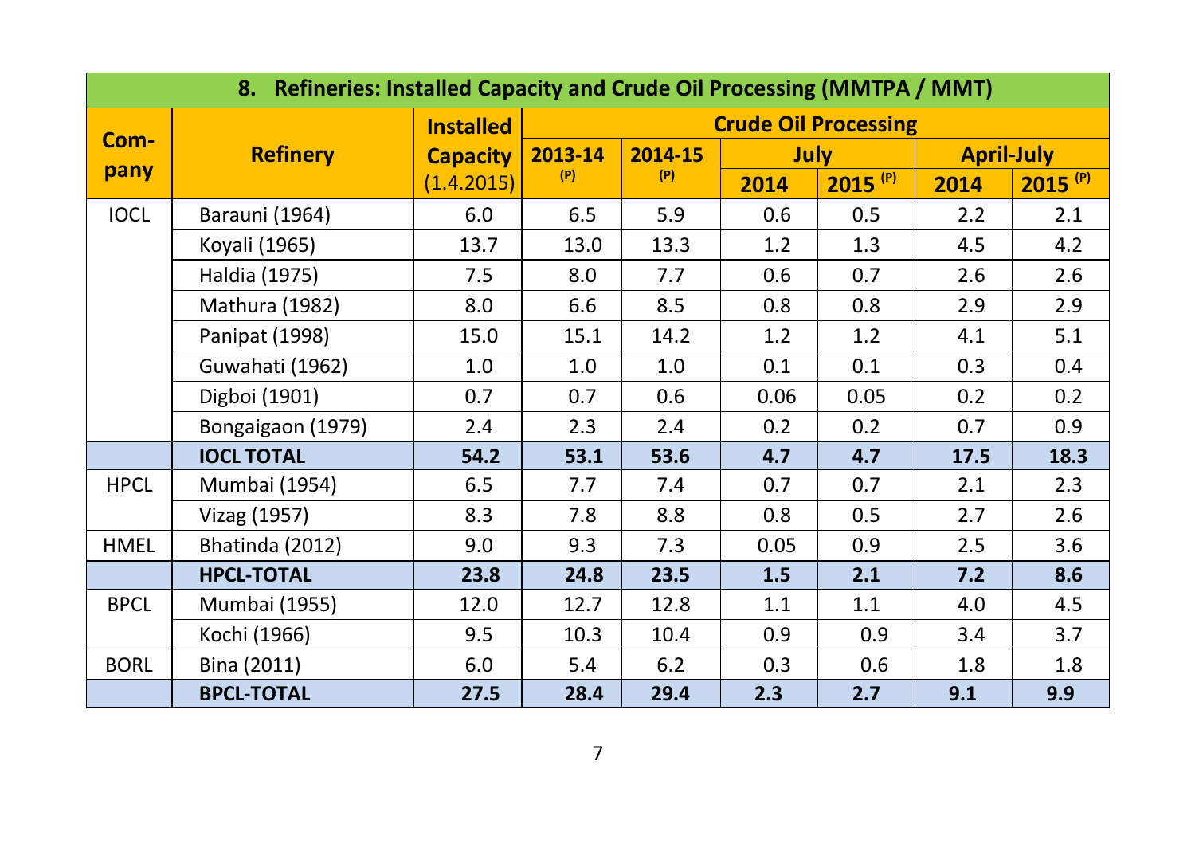## 8. Refineries: Installed Capacity and Crude Oil Processing (MMTPA / MMT)

| Company | Refinery | Installed Capacity (1.4.2015) | Crude Oil Processing | | | | | |
|---|---|---|---|---|---|---|---|---|
| | | | 2013-14 (P) | 2014-15 (P) | July | | April-July | |
| | | | | | 2014 | 2015 (P) | 2014 | 2015 (P) |
| IOCL | Barauni (1964) | 6.0 | 6.5 | 5.9 | 0.6 | 0.5 | 2.2 | 2.1 |
| | Koyali (1965) | 13.7 | 13.0 | 13.3 | 1.2 | 1.3 | 4.5 | 4.2 |
| | Haldia (1975) | 7.5 | 8.0 | 7.7 | 0.6 | 0.7 | 2.6 | 2.6 |
| | Mathura (1982) | 8.0 | 6.6 | 8.5 | 0.8 | 0.8 | 2.9 | 2.9 |
| | Panipat (1998) | 15.0 | 15.1 | 14.2 | 1.2 | 1.2 | 4.1 | 5.1 |
| | Guwahati (1962) | 1.0 | 1.0 | 1.0 | 0.1 | 0.1 | 0.3 | 0.4 |
| | Digboi (1901) | 0.7 | 0.7 | 0.6 | 0.06 | 0.05 | 0.2 | 0.2 |
| | Bongaigaon (1979) | 2.4 | 2.3 | 2.4 | 0.2 | 0.2 | 0.7 | 0.9 |
| | **IOCL TOTAL** | **54.2** | **53.1** | **53.6** | **4.7** | **4.7** | **17.5** | **18.3** |
| HPCL | Mumbai (1954) | 6.5 | 7.7 | 7.4 | 0.7 | 0.7 | 2.1 | 2.3 |
| | Vizag (1957) | 8.3 | 7.8 | 8.8 | 0.8 | 0.5 | 2.7 | 2.6 |
| HMEL | Bhatinda (2012) | 9.0 | 9.3 | 7.3 | 0.05 | 0.9 | 2.5 | 3.6 |
| | **HPCL-TOTAL** | **23.8** | **24.8** | **23.5** | **1.5** | **2.1** | **7.2** | **8.6** |
| BPCL | Mumbai (1955) | 12.0 | 12.7 | 12.8 | 1.1 | 1.1 | 4.0 | 4.5 |
| | Kochi (1966) | 9.5 | 10.3 | 10.4 | 0.9 | 0.9 | 3.4 | 3.7 |
| BORL | Bina (2011) | 6.0 | 5.4 | 6.2 | 0.3 | 0.6 | 1.8 | 1.8 |
| | **BPCL-TOTAL** | **27.5** | **28.4** | **29.4** | **2.3** | **2.7** | **9.1** | **9.9** |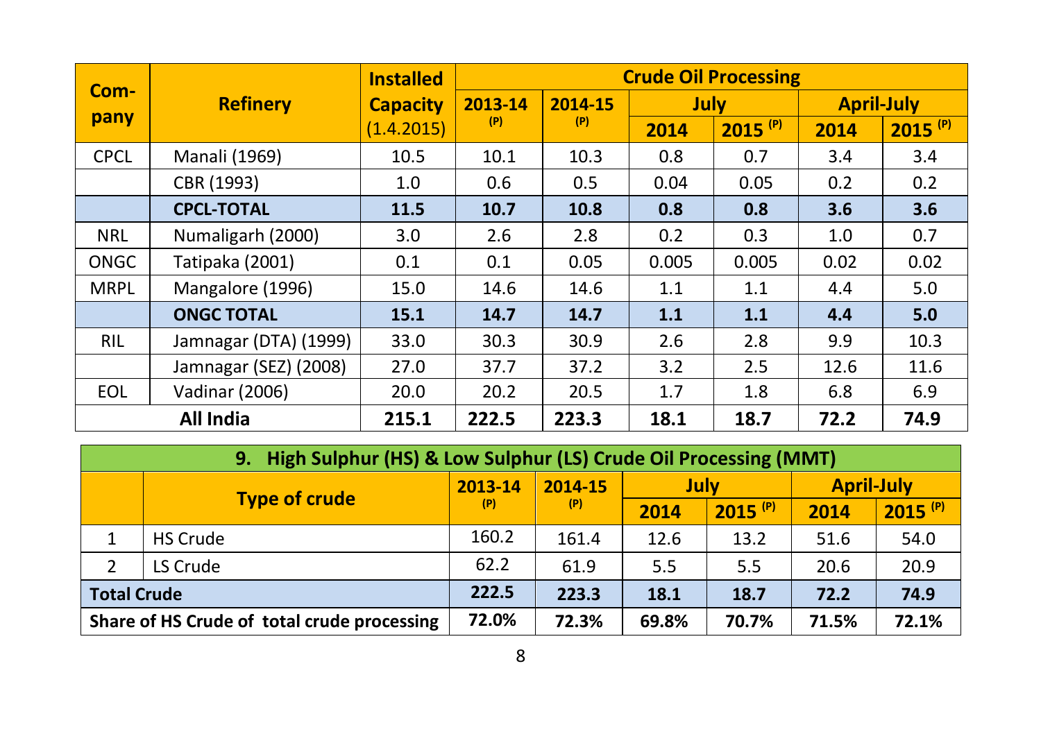| Com-pany | Refinery | Installed Capacity (1.4.2015) | Crude Oil Processing | | | | | |
|---|---|---|---|---|---|---|---|---|
| | | | 2013-14 (P) | 2014-15 (P) | July | | April-July | |
| | | | | | 2014 | 2015 (P) | 2014 | 2015 (P) |
| CPCL | Manali (1969) | 10.5 | 10.1 | 10.3 | 0.8 | 0.7 | 3.4 | 3.4 |
| | CBR (1993) | 1.0 | 0.6 | 0.5 | 0.04 | 0.05 | 0.2 | 0.2 |
| | **CPCL-TOTAL** | **11.5** | **10.7** | **10.8** | **0.8** | **0.8** | **3.6** | **3.6** |
| NRL | Numaligarh (2000) | 3.0 | 2.6 | 2.8 | 0.2 | 0.3 | 1.0 | 0.7 |
| ONGC | Tatipaka (2001) | 0.1 | 0.1 | 0.05 | 0.005 | 0.005 | 0.02 | 0.02 |
| MRPL | Mangalore (1996) | 15.0 | 14.6 | 14.6 | 1.1 | 1.1 | 4.4 | 5.0 |
| | **ONGC TOTAL** | **15.1** | **14.7** | **14.7** | **1.1** | **1.1** | **4.4** | **5.0** |
| RIL | Jamnagar (DTA) (1999) | 33.0 | 30.3 | 30.9 | 2.6 | 2.8 | 9.9 | 10.3 |
| | Jamnagar (SEZ) (2008) | 27.0 | 37.7 | 37.2 | 3.2 | 2.5 | 12.6 | 11.6 |
| EOL | Vadinar (2006) | 20.0 | 20.2 | 20.5 | 1.7 | 1.8 | 6.8 | 6.9 |
| **All India** | | **215.1** | **222.5** | **223.3** | **18.1** | **18.7** | **72.2** | **74.9** |

## 9. High Sulphur (HS) & Low Sulphur (LS) Crude Oil Processing (MMT)

| | Type of crude | 2013-14 (P) | 2014-15 (P) | July | | April-July | |
|---|---|---|---|---|---|---|---|
| | | | | 2014 | 2015 (P) | 2014 | 2015 (P) |
| 1 | HS Crude | 160.2 | 161.4 | 12.6 | 13.2 | 51.6 | 54.0 |
| 2 | LS Crude | 62.2 | 61.9 | 5.5 | 5.5 | 20.6 | 20.9 |
| **Total Crude** | | **222.5** | **223.3** | **18.1** | **18.7** | **72.2** | **74.9** |
| **Share of HS Crude of total crude processing** | | **72.0%** | **72.3%** | **69.8%** | **70.7%** | **71.5%** | **72.1%** |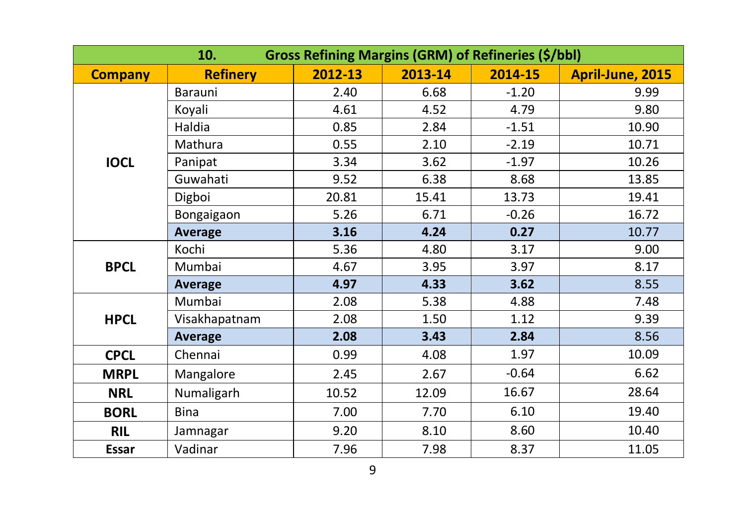## 10. Gross Refining Margins (GRM) of Refineries ($/bbl)

| Company | Refinery | 2012-13 | 2013-14 | 2014-15 | April-June, 2015 |
|---|---|---|---|---|---|
| IOCL | Barauni | 2.40 | 6.68 | -1.20 | 9.99 |
| | Koyali | 4.61 | 4.52 | 4.79 | 9.80 |
| | Haldia | 0.85 | 2.84 | -1.51 | 10.90 |
| | Mathura | 0.55 | 2.10 | -2.19 | 10.71 |
| | Panipat | 3.34 | 3.62 | -1.97 | 10.26 |
| | Guwahati | 9.52 | 6.38 | 8.68 | 13.85 |
| | Digboi | 20.81 | 15.41 | 13.73 | 19.41 |
| | Bongaigaon | 5.26 | 6.71 | -0.26 | 16.72 |
| | **Average** | **3.16** | **4.24** | **0.27** | 10.77 |
| BPCL | Kochi | 5.36 | 4.80 | 3.17 | 9.00 |
| | Mumbai | 4.67 | 3.95 | 3.97 | 8.17 |
| | **Average** | **4.97** | **4.33** | **3.62** | 8.55 |
| HPCL | Mumbai | 2.08 | 5.38 | 4.88 | 7.48 |
| | Visakhapatnam | 2.08 | 1.50 | 1.12 | 9.39 |
| | **Average** | **2.08** | **3.43** | **2.84** | 8.56 |
| CPCL | Chennai | 0.99 | 4.08 | 1.97 | 10.09 |
| MRPL | Mangalore | 2.45 | 2.67 | -0.64 | 6.62 |
| NRL | Numaligarh | 10.52 | 12.09 | 16.67 | 28.64 |
| BORL | Bina | 7.00 | 7.70 | 6.10 | 19.40 |
| RIL | Jamnagar | 9.20 | 8.10 | 8.60 | 10.40 |
| Essar | Vadinar | 7.96 | 7.98 | 8.37 | 11.05 |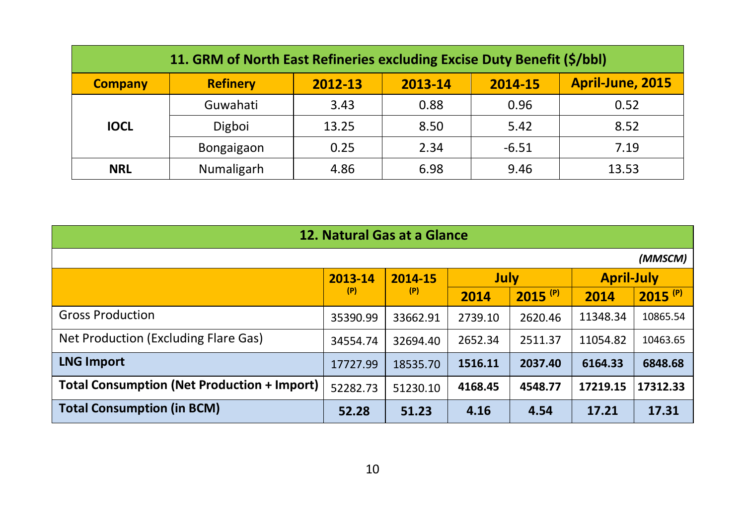## 11. GRM of North East Refineries excluding Excise Duty Benefit ($/bbl)

| Company | Refinery | 2012-13 | 2013-14 | 2014-15 | April-June, 2015 |
|---|---|---|---|---|---|
| **IOCL** | Guwahati | 3.43 | 0.88 | 0.96 | 0.52 |
| | Digboi | 13.25 | 8.50 | 5.42 | 8.52 |
| | Bongaigaon | 0.25 | 2.34 | -6.51 | 7.19 |
| **NRL** | Numaligarh | 4.86 | 6.98 | 9.46 | 13.53 |

## 12. Natural Gas at a Glance

*(MMSCM)*

| | 2013-14 (P) | 2014-15 (P) | July | | April-July | |
|---|---|---|---|---|---|---|
| | | | 2014 | 2015 (P) | 2014 | 2015 (P) |
| Gross Production | 35390.99 | 33662.91 | 2739.10 | 2620.46 | 11348.34 | 10865.54 |
| Net Production (Excluding Flare Gas) | 34554.74 | 32694.40 | 2652.34 | 2511.37 | 11054.82 | 10463.65 |
| **LNG Import** | 17727.99 | 18535.70 | **1516.11** | **2037.40** | **6164.33** | **6848.68** |
| **Total Consumption (Net Production + Import)** | 52282.73 | 51230.10 | **4168.45** | **4548.77** | **17219.15** | **17312.33** |
| **Total Consumption (in BCM)** | **52.28** | **51.23** | **4.16** | **4.54** | **17.21** | **17.31** |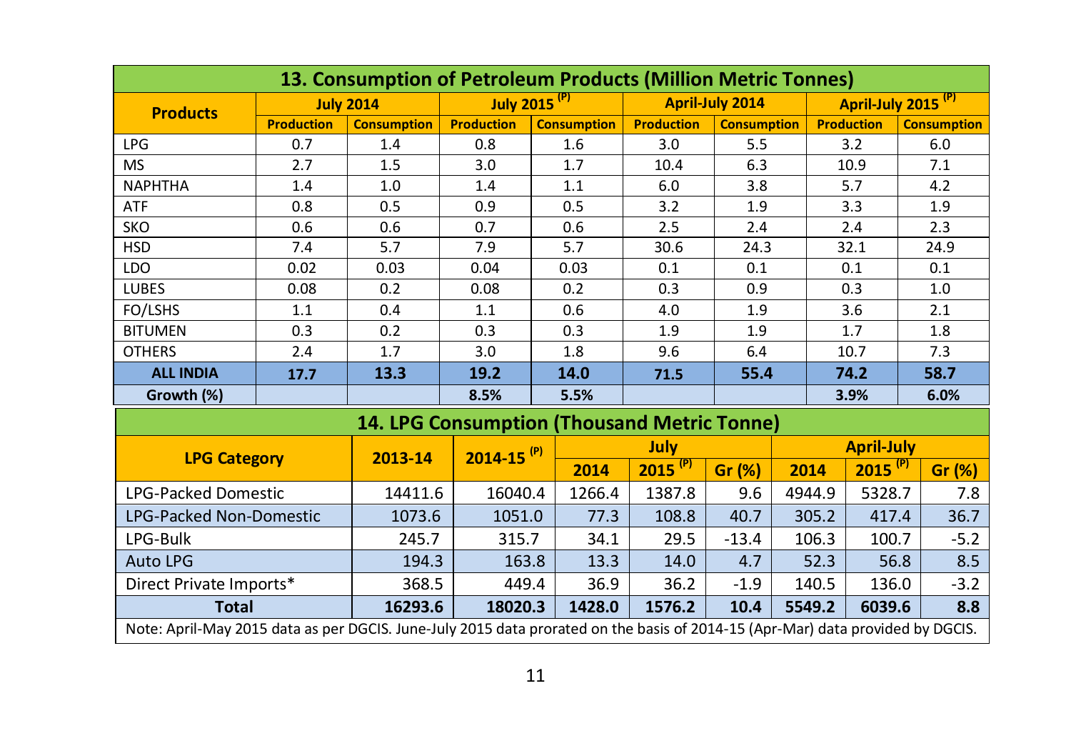## 13. Consumption of Petroleum Products (Million Metric Tonnes)

| Products | July 2014 | | July 2015 (P) | | April-July 2014 | | April-July 2015 (P) | |
|---|---|---|---|---|---|---|---|---|
| | Production | Consumption | Production | Consumption | Production | Consumption | Production | Consumption |
| LPG | 0.7 | 1.4 | 0.8 | 1.6 | 3.0 | 5.5 | 3.2 | 6.0 |
| MS | 2.7 | 1.5 | 3.0 | 1.7 | 10.4 | 6.3 | 10.9 | 7.1 |
| NAPHTHA | 1.4 | 1.0 | 1.4 | 1.1 | 6.0 | 3.8 | 5.7 | 4.2 |
| ATF | 0.8 | 0.5 | 0.9 | 0.5 | 3.2 | 1.9 | 3.3 | 1.9 |
| SKO | 0.6 | 0.6 | 0.7 | 0.6 | 2.5 | 2.4 | 2.4 | 2.3 |
| HSD | 7.4 | 5.7 | 7.9 | 5.7 | 30.6 | 24.3 | 32.1 | 24.9 |
| LDO | 0.02 | 0.03 | 0.04 | 0.03 | 0.1 | 0.1 | 0.1 | 0.1 |
| LUBES | 0.08 | 0.2 | 0.08 | 0.2 | 0.3 | 0.9 | 0.3 | 1.0 |
| FO/LSHS | 1.1 | 0.4 | 1.1 | 0.6 | 4.0 | 1.9 | 3.6 | 2.1 |
| BITUMEN | 0.3 | 0.2 | 0.3 | 0.3 | 1.9 | 1.9 | 1.7 | 1.8 |
| OTHERS | 2.4 | 1.7 | 3.0 | 1.8 | 9.6 | 6.4 | 10.7 | 7.3 |
| **ALL INDIA** | **17.7** | **13.3** | **19.2** | **14.0** | **71.5** | **55.4** | **74.2** | **58.7** |
| **Growth (%)** | | | **8.5%** | **5.5%** | | | **3.9%** | **6.0%** |

## 14. LPG Consumption (Thousand Metric Tonne)

| LPG Category | 2013-14 | 2014-15 (P) | July | | | April-July | | |
|---|---|---|---|---|---|---|---|---|
| | | | 2014 | 2015 (P) | Gr (%) | 2014 | 2015 (P) | Gr (%) |
| LPG-Packed Domestic | 14411.6 | 16040.4 | 1266.4 | 1387.8 | 9.6 | 4944.9 | 5328.7 | 7.8 |
| LPG-Packed Non-Domestic | 1073.6 | 1051.0 | 77.3 | 108.8 | 40.7 | 305.2 | 417.4 | 36.7 |
| LPG-Bulk | 245.7 | 315.7 | 34.1 | 29.5 | -13.4 | 106.3 | 100.7 | -5.2 |
| Auto LPG | 194.3 | 163.8 | 13.3 | 14.0 | 4.7 | 52.3 | 56.8 | 8.5 |
| Direct Private Imports* | 368.5 | 449.4 | 36.9 | 36.2 | -1.9 | 140.5 | 136.0 | -3.2 |
| **Total** | **16293.6** | **18020.3** | **1428.0** | **1576.2** | **10.4** | **5549.2** | **6039.6** | **8.8** |

Note: April-May 2015 data as per DGCIS. June-July 2015 data prorated on the basis of 2014-15 (Apr-Mar) data provided by DGCIS.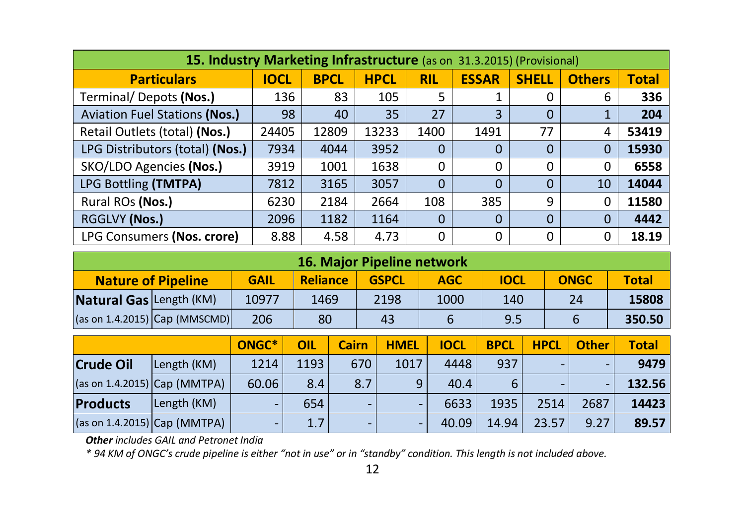## 15. Industry Marketing Infrastructure (as on 31.3.2015) (Provisional)

| Particulars | IOCL | BPCL | HPCL | RIL | ESSAR | SHELL | Others | Total |
|---|---|---|---|---|---|---|---|---|
| Terminal/ Depots **(Nos.)** | 136 | 83 | 105 | 5 | 1 | 0 | 6 | **336** |
| Aviation Fuel Stations **(Nos.)** | 98 | 40 | 35 | 27 | 3 | 0 | 1 | **204** |
| Retail Outlets (total) **(Nos.)** | 24405 | 12809 | 13233 | 1400 | 1491 | 77 | 4 | **53419** |
| LPG Distributors (total) **(Nos.)** | 7934 | 4044 | 3952 | 0 | 0 | 0 | 0 | **15930** |
| SKO/LDO Agencies **(Nos.)** | 3919 | 1001 | 1638 | 0 | 0 | 0 | 0 | **6558** |
| LPG Bottling **(TMTPA)** | 7812 | 3165 | 3057 | 0 | 0 | 0 | 10 | **14044** |
| Rural ROs **(Nos.)** | 6230 | 2184 | 2664 | 108 | 385 | 9 | 0 | **11580** |
| RGGLVY **(Nos.)** | 2096 | 1182 | 1164 | 0 | 0 | 0 | 0 | **4442** |
| LPG Consumers **(Nos. crore)** | 8.88 | 4.58 | 4.73 | 0 | 0 | 0 | 0 | **18.19** |

## 16. Major Pipeline network

| Nature of Pipeline | | GAIL | Reliance | GSPCL | AGC | IOCL | ONGC | Total |
|---|---|---|---|---|---|---|---|---|
| **Natural Gas** | Length (KM) | 10977 | 1469 | 2198 | 1000 | 140 | 24 | **15808** |
| (as on 1.4.2015) | Cap (MMSCMD) | 206 | 80 | 43 | 6 | 9.5 | 6 | **350.50** |

| | | ONGC* | OIL | Cairn | HMEL | IOCL | BPCL | HPCL | Other | Total |
|---|---|---|---|---|---|---|---|---|---|---|
| **Crude Oil** | Length (KM) | 1214 | 1193 | 670 | 1017 | 4448 | 937 | - | - | **9479** |
| (as on 1.4.2015) | Cap (MMTPA) | 60.06 | 8.4 | 8.7 | 9 | 40.4 | 6 | - | - | **132.56** |
| **Products** | Length (KM) | - | 654 | - | - | 6633 | 1935 | 2514 | 2687 | **14423** |
| (as on 1.4.2015) | Cap (MMTPA) | - | 1.7 | - | - | 40.09 | 14.94 | 23.57 | 9.27 | **89.57** |

***Other** includes GAIL and Petronet India*

*\* 94 KM of ONGC's crude pipeline is either "not in use" or in "standby" condition. This length is not included above.*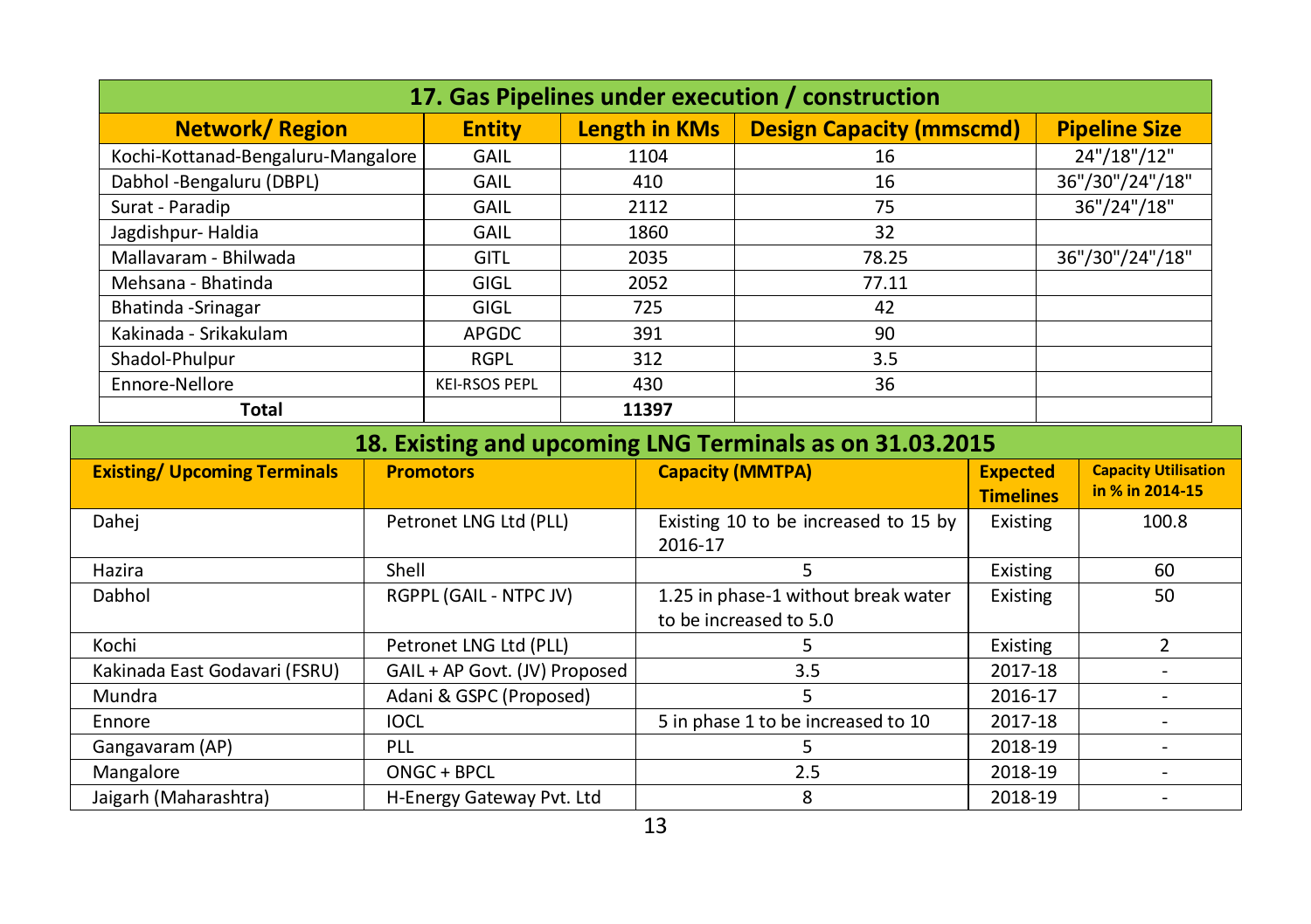## 17. Gas Pipelines under execution / construction

| Network/ Region | Entity | Length in KMs | Design Capacity (mmscmd) | Pipeline Size |
|---|---|---|---|---|
| Kochi-Kottanad-Bengaluru-Mangalore | GAIL | 1104 | 16 | 24"/18"/12" |
| Dabhol -Bengaluru (DBPL) | GAIL | 410 | 16 | 36"/30"/24"/18" |
| Surat - Paradip | GAIL | 2112 | 75 | 36"/24"/18" |
| Jagdishpur- Haldia | GAIL | 1860 | 32 | |
| Mallavaram - Bhilwada | GITL | 2035 | 78.25 | 36"/30"/24"/18" |
| Mehsana - Bhatinda | GIGL | 2052 | 77.11 | |
| Bhatinda -Srinagar | GIGL | 725 | 42 | |
| Kakinada - Srikakulam | APGDC | 391 | 90 | |
| Shadol-Phulpur | RGPL | 312 | 3.5 | |
| Ennore-Nellore | KEI-RSOS PEPL | 430 | 36 | |
| **Total** | | **11397** | | |

## 18. Existing and upcoming LNG Terminals as on 31.03.2015

| Existing/ Upcoming Terminals | Promotors | Capacity (MMTPA) | Expected Timelines | Capacity Utilisation in % in 2014-15 |
|---|---|---|---|---|
| Dahej | Petronet LNG Ltd (PLL) | Existing 10 to be increased to 15 by 2016-17 | Existing | 100.8 |
| Hazira | Shell | 5 | Existing | 60 |
| Dabhol | RGPPL (GAIL - NTPC JV) | 1.25 in phase-1 without break water to be increased to 5.0 | Existing | 50 |
| Kochi | Petronet LNG Ltd (PLL) | 5 | Existing | 2 |
| Kakinada East Godavari (FSRU) | GAIL + AP Govt. (JV) Proposed | 3.5 | 2017-18 | - |
| Mundra | Adani & GSPC (Proposed) | 5 | 2016-17 | - |
| Ennore | IOCL | 5 in phase 1 to be increased to 10 | 2017-18 | - |
| Gangavaram (AP) | PLL | 5 | 2018-19 | - |
| Mangalore | ONGC + BPCL | 2.5 | 2018-19 | - |
| Jaigarh (Maharashtra) | H-Energy Gateway Pvt. Ltd | 8 | 2018-19 | - |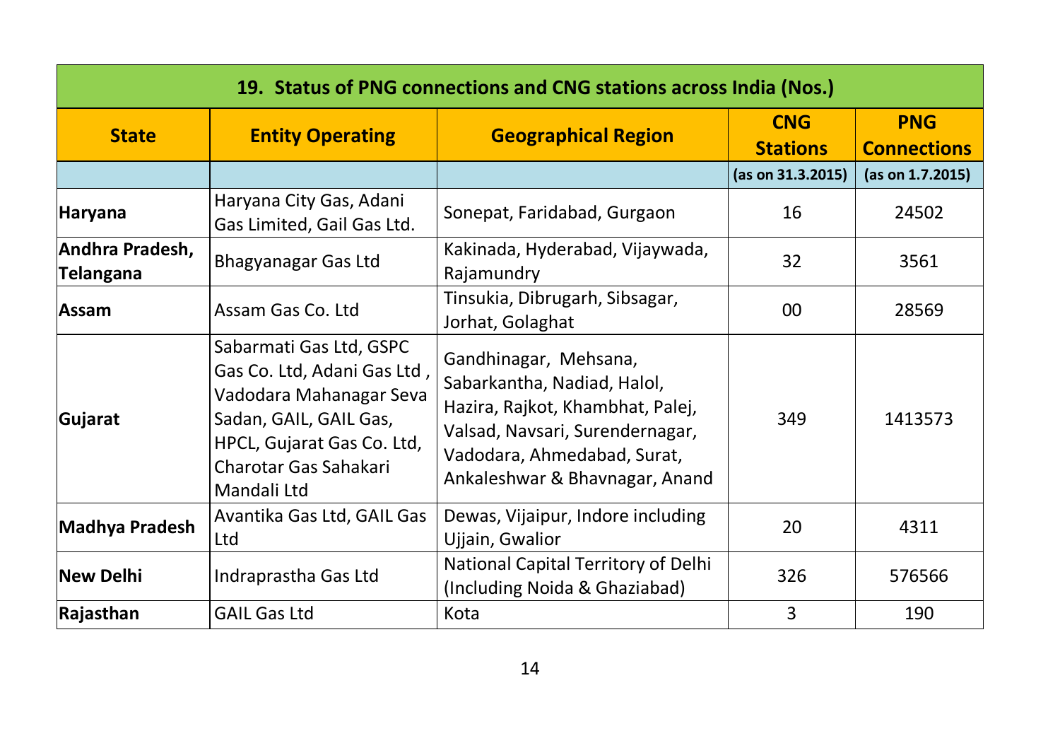## 19. Status of PNG connections and CNG stations across India (Nos.)

| State | Entity Operating | Geographical Region | CNG Stations | PNG Connections |
|---|---|---|---|---|
| | | | (as on 31.3.2015) | (as on 1.7.2015) |
| **Haryana** | Haryana City Gas, Adani Gas Limited, Gail Gas Ltd. | Sonepat, Faridabad, Gurgaon | 16 | 24502 |
| **Andhra Pradesh, Telangana** | Bhagyanagar Gas Ltd | Kakinada, Hyderabad, Vijaywada, Rajamundry | 32 | 3561 |
| **Assam** | Assam Gas Co. Ltd | Tinsukia, Dibrugarh, Sibsagar, Jorhat, Golaghat | 00 | 28569 |
| **Gujarat** | Sabarmati Gas Ltd, GSPC Gas Co. Ltd, Adani Gas Ltd , Vadodara Mahanagar Seva Sadan, GAIL, GAIL Gas, HPCL, Gujarat Gas Co. Ltd, Charotar Gas Sahakari Mandali Ltd | Gandhinagar, Mehsana, Sabarkantha, Nadiad, Halol, Hazira, Rajkot, Khambhat, Palej, Valsad, Navsari, Surendernagar, Vadodara, Ahmedabad, Surat, Ankaleshwar & Bhavnagar, Anand | 349 | 1413573 |
| **Madhya Pradesh** | Avantika Gas Ltd, GAIL Gas Ltd | Dewas, Vijaipur, Indore including Ujjain, Gwalior | 20 | 4311 |
| **New Delhi** | Indraprastha Gas Ltd | National Capital Territory of Delhi (Including Noida & Ghaziabad) | 326 | 576566 |
| **Rajasthan** | GAIL Gas Ltd | Kota | 3 | 190 |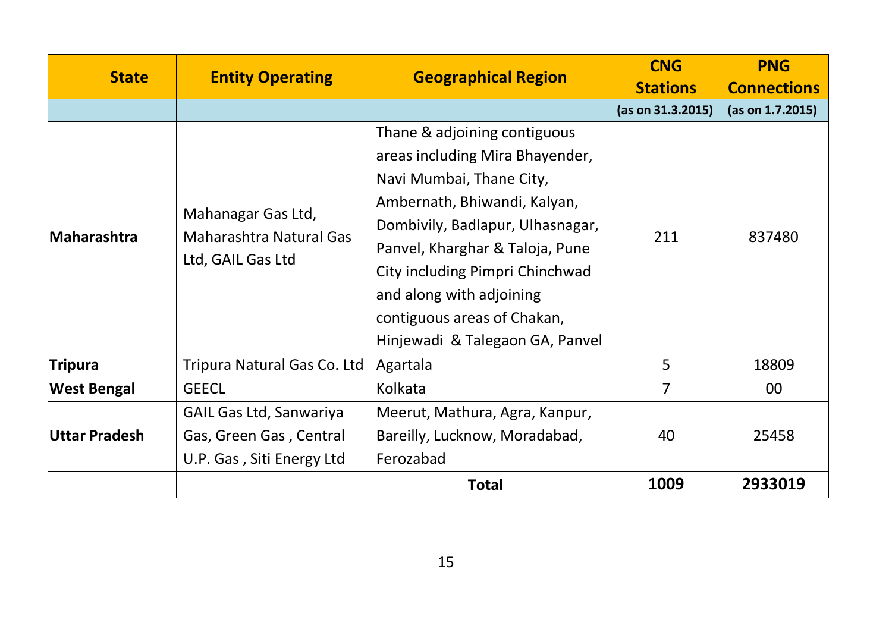| State | Entity Operating | Geographical Region | CNG Stations | PNG Connections |
|---|---|---|---|---|
| | | | (as on 31.3.2015) | (as on 1.7.2015) |
| **Maharashtra** | Mahanagar Gas Ltd, Maharashtra Natural Gas Ltd, GAIL Gas Ltd | Thane & adjoining contiguous areas including Mira Bhayender, Navi Mumbai, Thane City, Ambernath, Bhiwandi, Kalyan, Dombivily, Badlapur, Ulhasnagar, Panvel, Kharghar & Taloja, Pune City including Pimpri Chinchwad and along with adjoining contiguous areas of Chakan, Hinjewadi & Talegaon GA, Panvel | 211 | 837480 |
| **Tripura** | Tripura Natural Gas Co. Ltd | Agartala | 5 | 18809 |
| **West Bengal** | GEECL | Kolkata | 7 | 00 |
| **Uttar Pradesh** | GAIL Gas Ltd, Sanwariya Gas, Green Gas , Central U.P. Gas , Siti Energy Ltd | Meerut, Mathura, Agra, Kanpur, Bareilly, Lucknow, Moradabad, Ferozabad | 40 | 25458 |
| | | **Total** | **1009** | **2933019** |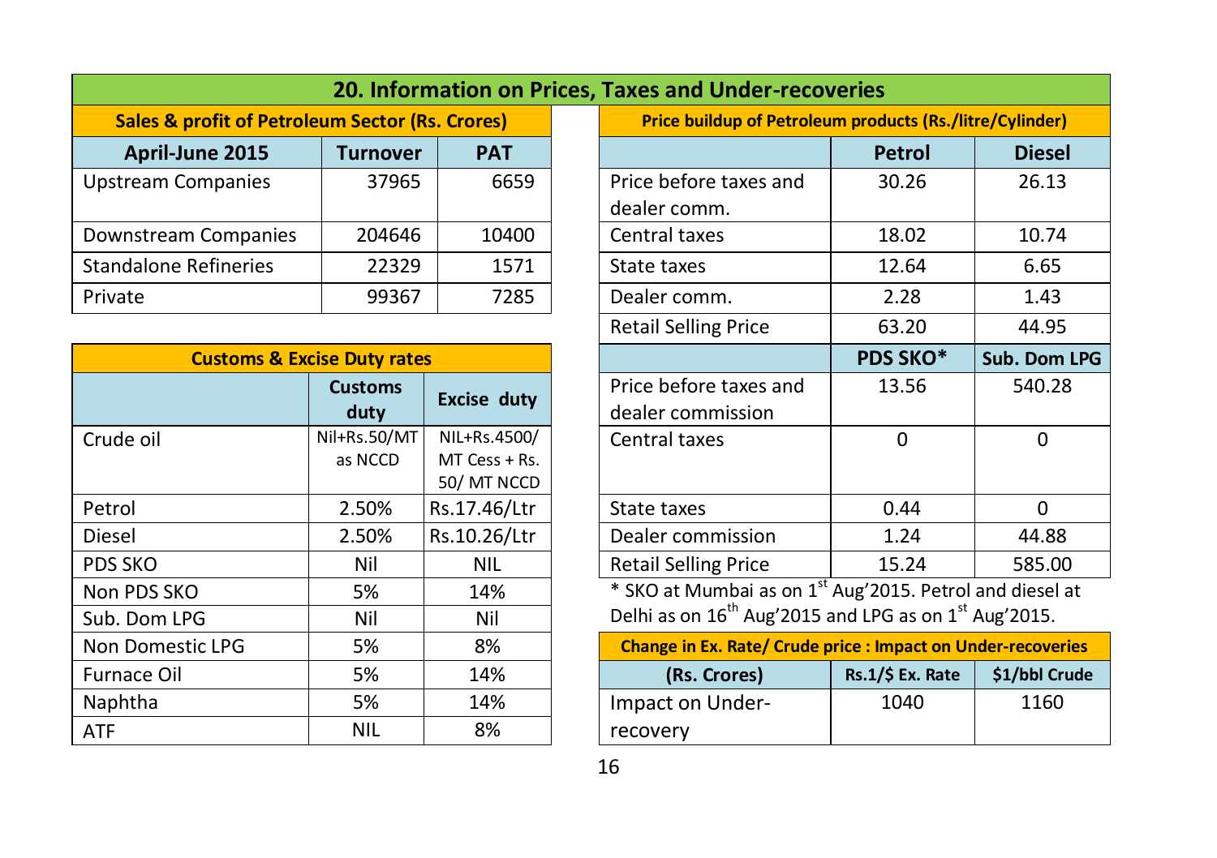# 20. Information on Prices, Taxes and Under-recoveries

## Sales & profit of Petroleum Sector (Rs. Crores)

| April-June 2015 | Turnover | PAT |
|---|---|---|
| Upstream Companies | 37965 | 6659 |
| Downstream Companies | 204646 | 10400 |
| Standalone Refineries | 22329 | 1571 |
| Private | 99367 | 7285 |

## Customs & Excise Duty rates

| | Customs duty | Excise duty |
|---|---|---|
| Crude oil | Nil+Rs.50/MT as NCCD | NIL+Rs.4500/ MT Cess + Rs. 50/ MT NCCD |
| Petrol | 2.50% | Rs.17.46/Ltr |
| Diesel | 2.50% | Rs.10.26/Ltr |
| PDS SKO | Nil | NIL |
| Non PDS SKO | 5% | 14% |
| Sub. Dom LPG | Nil | Nil |
| Non Domestic LPG | 5% | 8% |
| Furnace Oil | 5% | 14% |
| Naphtha | 5% | 14% |
| ATF | NIL | 8% |

## Price buildup of Petroleum products (Rs./litre/Cylinder)

| | Petrol | Diesel |
|---|---|---|
| Price before taxes and dealer comm. | 30.26 | 26.13 |
| Central taxes | 18.02 | 10.74 |
| State taxes | 12.64 | 6.65 |
| Dealer comm. | 2.28 | 1.43 |
| Retail Selling Price | 63.20 | 44.95 |
| | **PDS SKO*** | **Sub. Dom LPG** |
| Price before taxes and dealer commission | 13.56 | 540.28 |
| Central taxes | 0 | 0 |
| State taxes | 0.44 | 0 |
| Dealer commission | 1.24 | 44.88 |
| Retail Selling Price | 15.24 | 585.00 |

* SKO at Mumbai as on 1st Aug'2015. Petrol and diesel at Delhi as on 16th Aug'2015 and LPG as on 1st Aug'2015.

## Change in Ex. Rate/ Crude price : Impact on Under-recoveries

| (Rs. Crores) | Rs.1/$ Ex. Rate | $1/bbl Crude |
|---|---|---|
| Impact on Under-recovery | 1040 | 1160 |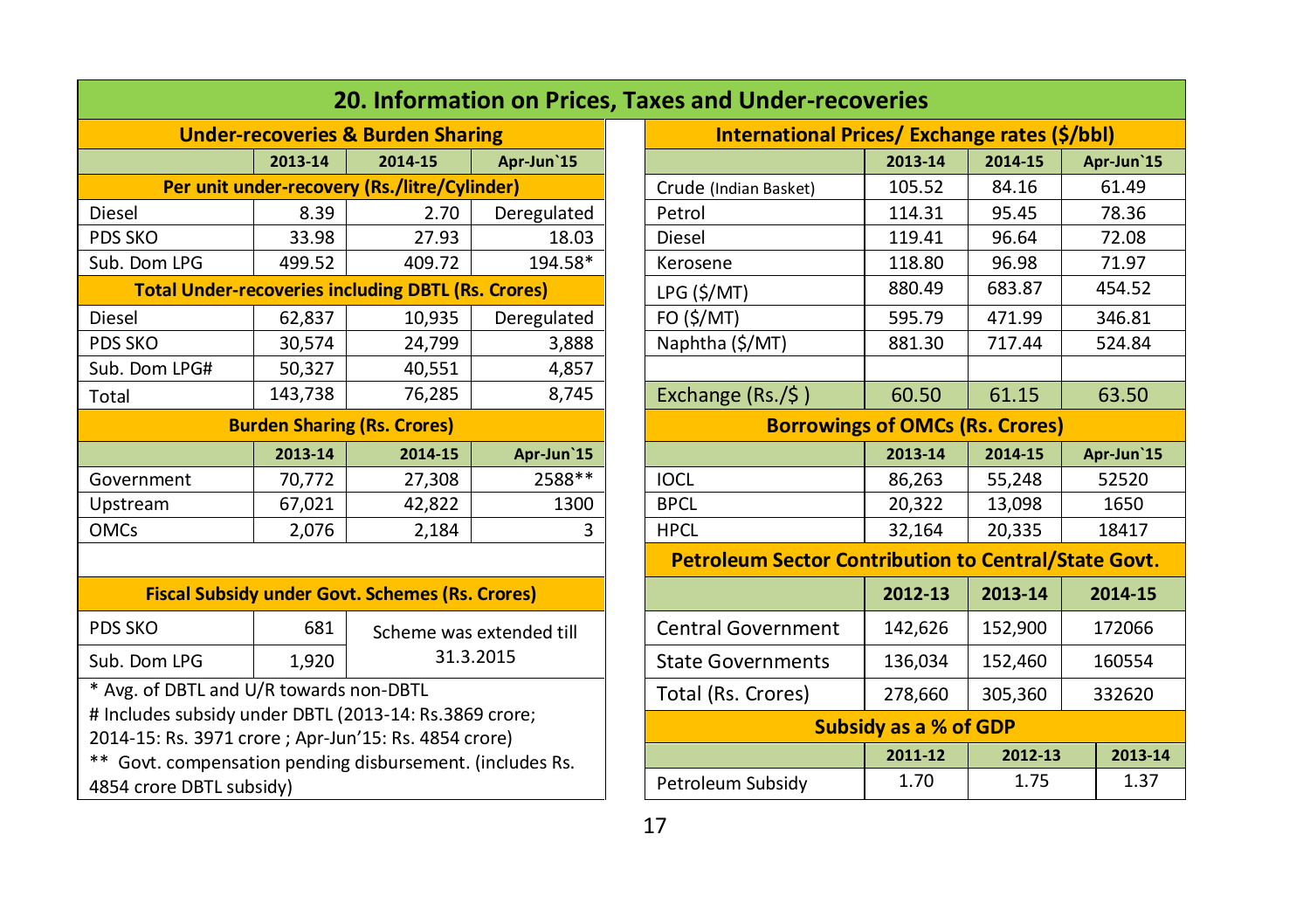# 20. Information on Prices, Taxes and Under-recoveries

## Under-recoveries & Burden Sharing

| | 2013-14 | 2014-15 | Apr`15-Jun`15 |
|---|---|---|---|
| **Per unit under-recovery (Rs./litre/Cylinder)** | | | |
| Diesel | 8.39 | 2.70 | Deregulated |
| PDS SKO | 33.98 | 27.93 | 18.03 |
| Sub. Dom LPG | 499.52 | 409.72 | 194.58* |
| **Total Under-recoveries including DBTL (Rs. Crores)** | | | |
| Diesel | 62,837 | 10,935 | Deregulated |
| PDS SKO | 30,574 | 24,799 | 3,888 |
| Sub. Dom LPG# | 50,327 | 40,551 | 4,857 |
| Total | 143,738 | 76,285 | 8,745 |

### Burden Sharing (Rs. Crores)

| | 2013-14 | 2014-15 | Apr`15-Jun`15 |
|---|---|---|---|
| Government | 70,772 | 27,308 | 2588** |
| Upstream | 67,021 | 42,822 | 1300 |
| OMCs | 2,076 | 2,184 | 3 |

### Fiscal Subsidy under Govt. Schemes (Rs. Crores)

| | | |
|---|---|---|
| PDS SKO | 681 | Scheme was extended till 31.3.2015 |
| Sub. Dom LPG | 1,920 | |

\* Avg. of DBTL and U/R towards non-DBTL

# Includes subsidy under DBTL (2013-14: Rs.3869 crore; 2014-15: Rs. 3971 crore ; Apr-Jun'15: Rs. 4854 crore)

** Govt. compensation pending disbursement. (includes Rs. 4854 crore DBTL subsidy)

## International Prices/ Exchange rates ($/bbl)

| | 2013-14 | 2014-15 | Apr`15-Jun`15 |
|---|---|---|---|
| Crude (Indian Basket) | 105.52 | 84.16 | 61.49 |
| Petrol | 114.31 | 95.45 | 78.36 |
| Diesel | 119.41 | 96.64 | 72.08 |
| Kerosene | 118.80 | 96.98 | 71.97 |
| LPG ($/MT) | 880.49 | 683.87 | 454.52 |
| FO ($/MT) | 595.79 | 471.99 | 346.81 |
| Naphtha ($/MT) | 881.30 | 717.44 | 524.84 |
| Exchange (Rs./$ ) | 60.50 | 61.15 | 63.50 |

## Borrowings of OMCs (Rs. Crores)

| | 2013-14 | 2014-15 | Apr`15-Jun`15 |
|---|---|---|---|
| IOCL | 86,263 | 55,248 | 52520 |
| BPCL | 20,322 | 13,098 | 1650 |
| HPCL | 32,164 | 20,335 | 18417 |

## Petroleum Sector Contribution to Central/State Govt.

| | 2012-13 | 2013-14 | 2014-15 |
|---|---|---|---|
| Central Government | 142,626 | 152,900 | 172066 |
| State Governments | 136,034 | 152,460 | 160554 |
| Total (Rs. Crores) | 278,660 | 305,360 | 332620 |

## Subsidy as a % of GDP

| | 2011-12 | 2012-13 | 2013-14 |
|---|---|---|---|
| Petroleum Subsidy | 1.70 | 1.75 | 1.37 |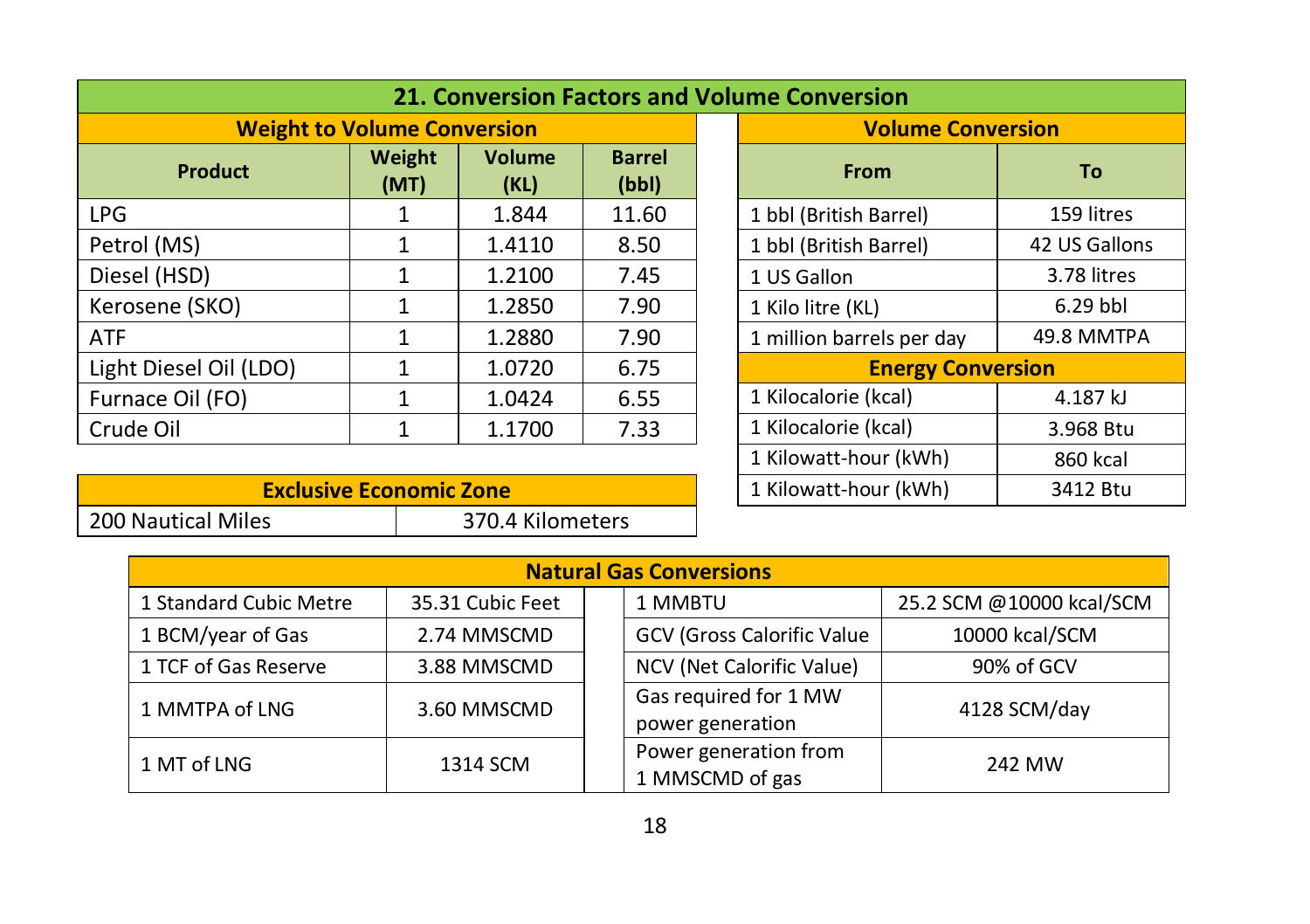# 21. Conversion Factors and Volume Conversion

## Weight to Volume Conversion

| Product | Weight (MT) | Volume (KL) | Barrel (bbl) |
|---|---|---|---|
| LPG | 1 | 1.844 | 11.60 |
| Petrol (MS) | 1 | 1.4110 | 8.50 |
| Diesel (HSD) | 1 | 1.2100 | 7.45 |
| Kerosene (SKO) | 1 | 1.2850 | 7.90 |
| ATF | 1 | 1.2880 | 7.90 |
| Light Diesel Oil (LDO) | 1 | 1.0720 | 6.75 |
| Furnace Oil (FO) | 1 | 1.0424 | 6.55 |
| Crude Oil | 1 | 1.1700 | 7.33 |

## Exclusive Economic Zone

| | |
|---|---|
| 200 Nautical Miles | 370.4 Kilometers |

## Volume Conversion

| From | To |
|---|---|
| 1 bbl (British Barrel) | 159 litres |
| 1 bbl (British Barrel) | 42 US Gallons |
| 1 US Gallon | 3.78 litres |
| 1 Kilo litre (KL) | 6.29 bbl |
| 1 million barrels per day | 49.8 MMTPA |

## Energy Conversion

| | |
|---|---|
| 1 Kilocalorie (kcal) | 4.187 kJ |
| 1 Kilocalorie (kcal) | 3.968 Btu |
| 1 Kilowatt-hour (kWh) | 860 kcal |
| 1 Kilowatt-hour (kWh) | 3412 Btu |

## Natural Gas Conversions

| | | | |
|---|---|---|---|
| 1 Standard Cubic Metre | 35.31 Cubic Feet | 1 MMBTU | 25.2 SCM @10000 kcal/SCM |
| 1 BCM/year of Gas | 2.74 MMSCMD | GCV (Gross Calorific Value | 10000 kcal/SCM |
| 1 TCF of Gas Reserve | 3.88 MMSCMD | NCV (Net Calorific Value) | 90% of GCV |
| 1 MMTPA of LNG | 3.60 MMSCMD | Gas required for 1 MW power generation | 4128 SCM/day |
| 1 MT of LNG | 1314 SCM | Power generation from 1 MMSCMD of gas | 242 MW |